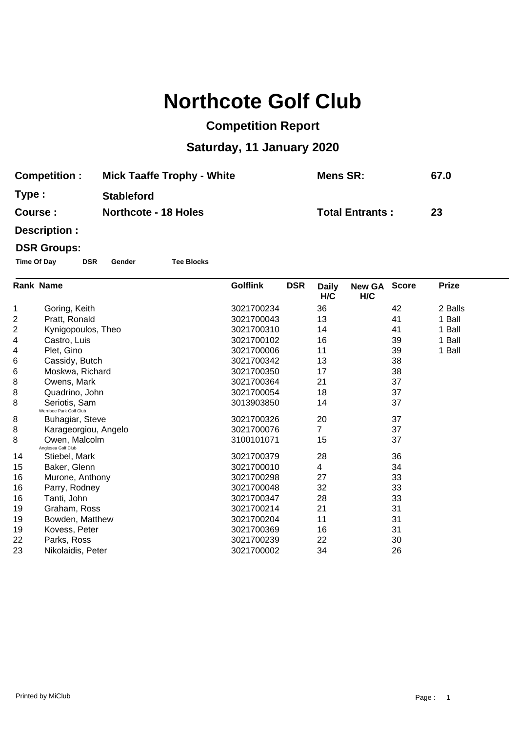# Northcote Golf Club

## Competition Report

## Saturday, 11 January 2020

**Competition :** **Mick Taaffe Trophy - White** **Mens SR:** **67.0**

**Type :** **Stableford**

**Course :** **Northcote - 18 Holes** **Total Entrants :** **23**

**Description :**

**DSR Groups:**

**Time Of Day** **DSR** **Gender** **Tee Blocks**

| Rank | Name | Golflink | DSR | Daily H/C | New GA H/C | Score | Prize |
|---|---|---|---|---|---|---|---|
| 1 | Goring, Keith | 3021700234 | | 36 | | 42 | 2 Balls |
| 2 | Pratt, Ronald | 3021700043 | | 13 | | 41 | 1 Ball |
| 2 | Kynigopoulos, Theo | 3021700310 | | 14 | | 41 | 1 Ball |
| 4 | Castro, Luis | 3021700102 | | 16 | | 39 | 1 Ball |
| 4 | Plet, Gino | 3021700006 | | 11 | | 39 | 1 Ball |
| 6 | Cassidy, Butch | 3021700342 | | 13 | | 38 | |
| 6 | Moskwa, Richard | 3021700350 | | 17 | | 38 | |
| 8 | Owens, Mark | 3021700364 | | 21 | | 37 | |
| 8 | Quadrino, John | 3021700054 | | 18 | | 37 | |
| 8 | Seriotis, Sam (Werribee Park Golf Club) | 3013903850 | | 14 | | 37 | |
| 8 | Buhagiar, Steve | 3021700326 | | 20 | | 37 | |
| 8 | Karageorgiou, Angelo | 3021700076 | | 7 | | 37 | |
| 8 | Owen, Malcolm (Anglesea Golf Club) | 3100101071 | | 15 | | 37 | |
| 14 | Stiebel, Mark | 3021700379 | | 28 | | 36 | |
| 15 | Baker, Glenn | 3021700010 | | 4 | | 34 | |
| 16 | Murone, Anthony | 3021700298 | | 27 | | 33 | |
| 16 | Parry, Rodney | 3021700048 | | 32 | | 33 | |
| 16 | Tanti, John | 3021700347 | | 28 | | 33 | |
| 19 | Graham, Ross | 3021700214 | | 21 | | 31 | |
| 19 | Bowden, Matthew | 3021700204 | | 11 | | 31 | |
| 19 | Kovess, Peter | 3021700369 | | 16 | | 31 | |
| 22 | Parks, Ross | 3021700239 | | 22 | | 30 | |
| 23 | Nikolaidis, Peter | 3021700002 | | 34 | | 26 | |

Printed by MiClub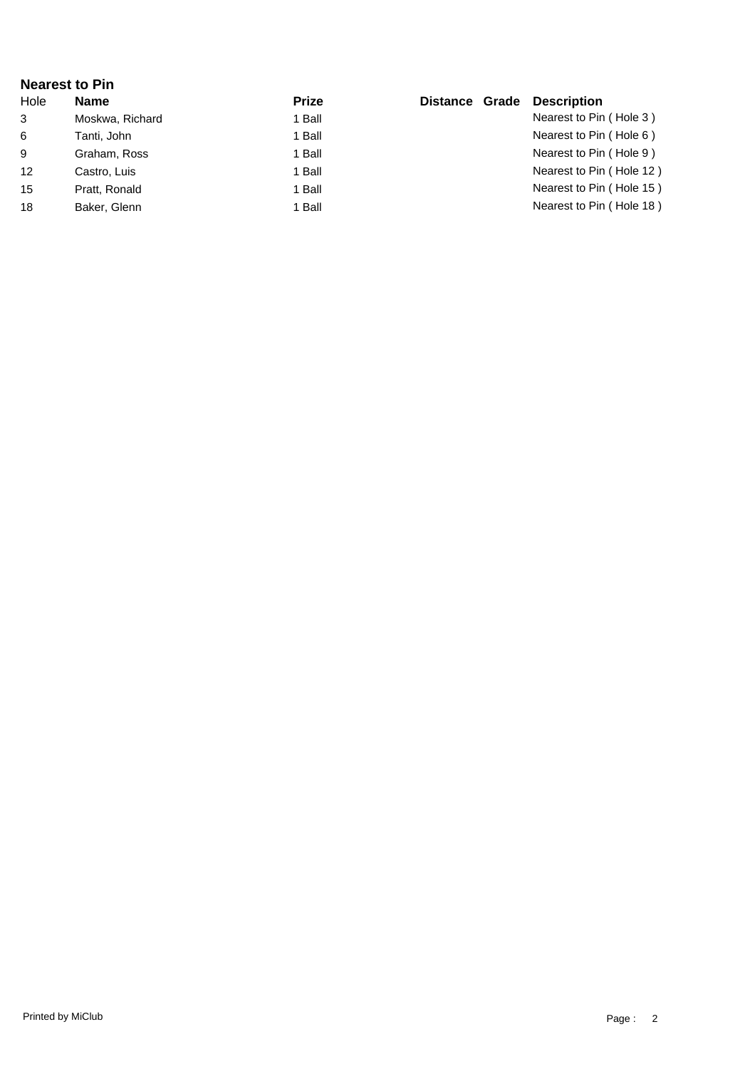**Nearest to Pin**

| Hole | Name | Prize | Distance | Grade | Description |
|---|---|---|---|---|---|
| 3 | Moskwa, Richard | 1 Ball | | | Nearest to Pin ( Hole 3 ) |
| 6 | Tanti, John | 1 Ball | | | Nearest to Pin ( Hole 6 ) |
| 9 | Graham, Ross | 1 Ball | | | Nearest to Pin ( Hole 9 ) |
| 12 | Castro, Luis | 1 Ball | | | Nearest to Pin ( Hole 12 ) |
| 15 | Pratt, Ronald | 1 Ball | | | Nearest to Pin ( Hole 15 ) |
| 18 | Baker, Glenn | 1 Ball | | | Nearest to Pin ( Hole 18 ) |

Printed by MiClub